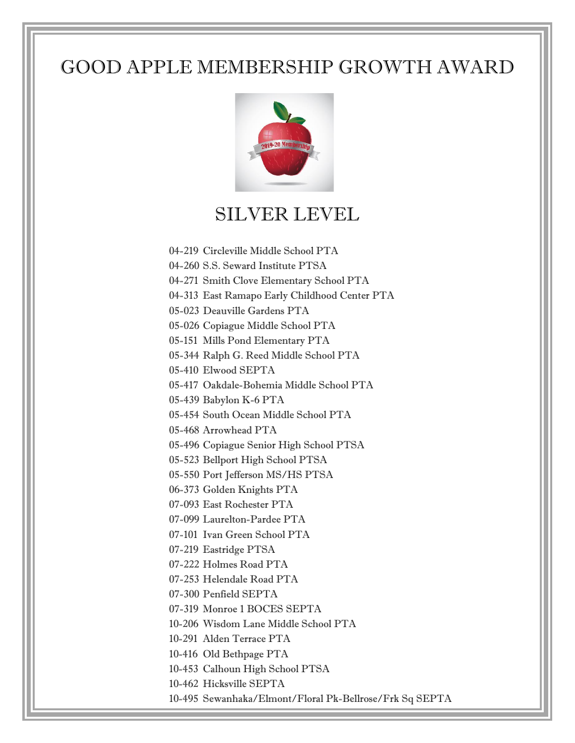# GOOD APPLE MEMBERSHIP GROWTH AWARD

## SILVER LEVEL

04-219 Circleville Middle School PTA
04-260 S.S. Seward Institute PTSA
04-271 Smith Clove Elementary School PTA
04-313 East Ramapo Early Childhood Center PTA
05-023 Deauville Gardens PTA
05-026 Copiague Middle School PTA
05-151 Mills Pond Elementary PTA
05-344 Ralph G. Reed Middle School PTA
05-410 Elwood SEPTA
05-417 Oakdale-Bohemia Middle School PTA
05-439 Babylon K-6 PTA
05-454 South Ocean Middle School PTA
05-468 Arrowhead PTA
05-496 Copiague Senior High School PTSA
05-523 Bellport High School PTSA
05-550 Port Jefferson MS/HS PTSA
06-373 Golden Knights PTA
07-093 East Rochester PTA
07-099 Laurelton-Pardee PTA
07-101 Ivan Green School PTA
07-219 Eastridge PTSA
07-222 Holmes Road PTA
07-253 Helendale Road PTA
07-300 Penfield SEPTA
07-319 Monroe 1 BOCES SEPTA
10-206 Wisdom Lane Middle School PTA
10-291 Alden Terrace PTA
10-416 Old Bethpage PTA
10-453 Calhoun High School PTSA
10-462 Hicksville SEPTA
10-495 Sewanhaka/Elmont/Floral Pk-Bellrose/Frk Sq SEPTA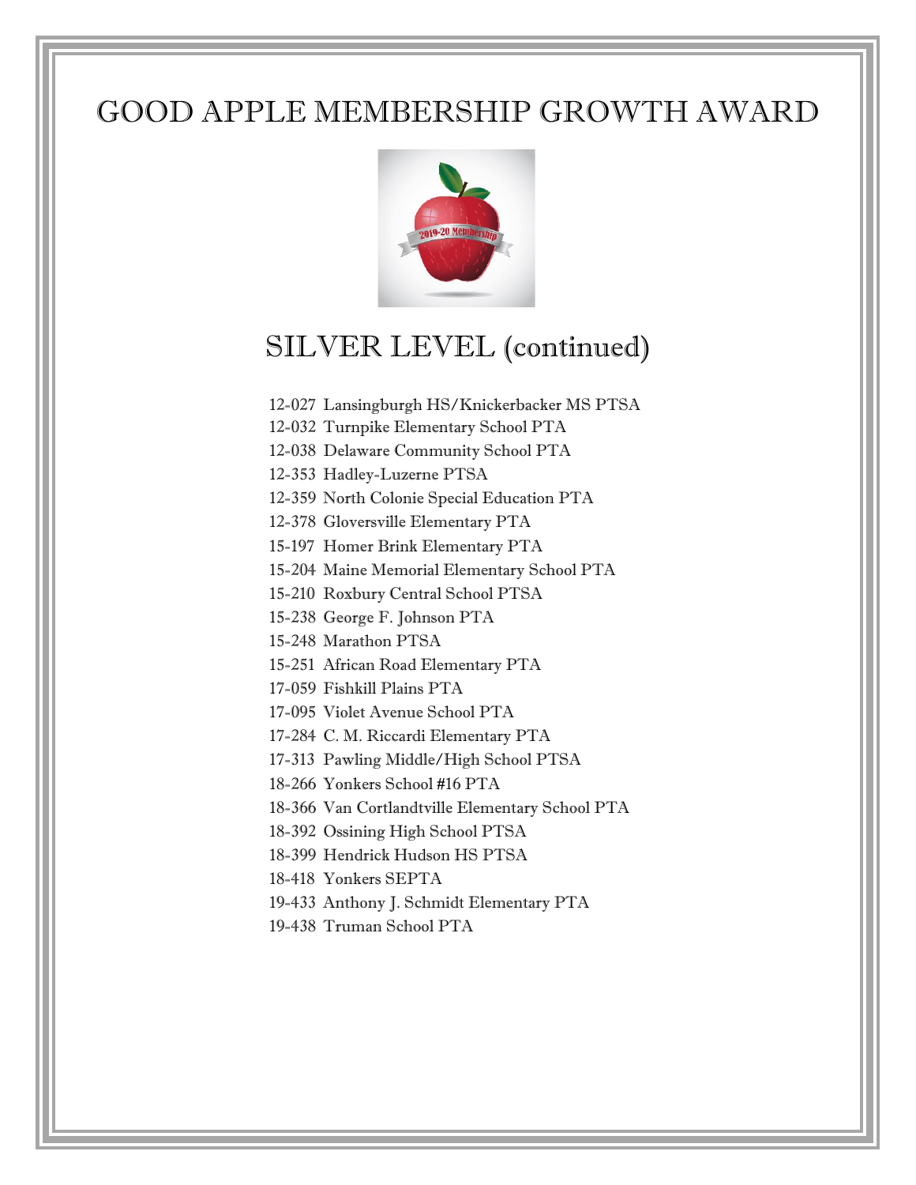# GOOD APPLE MEMBERSHIP GROWTH AWARD

## SILVER LEVEL (continued)

12-027 Lansingburgh HS/Knickerbacker MS PTSA
12-032 Turnpike Elementary School PTA
12-038 Delaware Community School PTA
12-353 Hadley-Luzerne PTSA
12-359 North Colonie Special Education PTA
12-378 Gloversville Elementary PTA
15-197 Homer Brink Elementary PTA
15-204 Maine Memorial Elementary School PTA
15-210 Roxbury Central School PTSA
15-238 George F. Johnson PTA
15-248 Marathon PTSA
15-251 African Road Elementary PTA
17-059 Fishkill Plains PTA
17-095 Violet Avenue School PTA
17-284 C. M. Riccardi Elementary PTA
17-313 Pawling Middle/High School PTSA
18-266 Yonkers School #16 PTA
18-366 Van Cortlandtville Elementary School PTA
18-392 Ossining High School PTSA
18-399 Hendrick Hudson HS PTSA
18-418 Yonkers SEPTA
19-433 Anthony J. Schmidt Elementary PTA
19-438 Truman School PTA